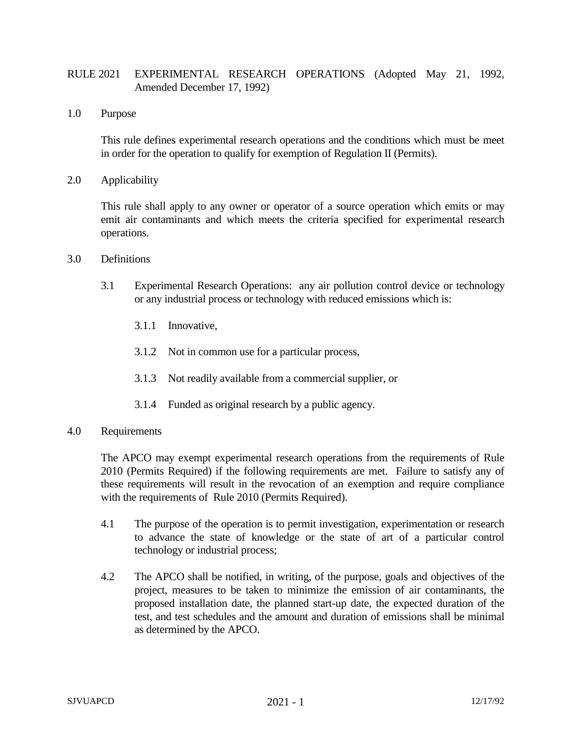# RULE 2021 EXPERIMENTAL RESEARCH OPERATIONS (Adopted May 21, 1992, Amended December 17, 1992)

## 1.0 Purpose

This rule defines experimental research operations and the conditions which must be meet in order for the operation to qualify for exemption of Regulation II (Permits).

## 2.0 Applicability

This rule shall apply to any owner or operator of a source operation which emits or may emit air contaminants and which meets the criteria specified for experimental research operations.

## 3.0 Definitions

3.1 Experimental Research Operations: any air pollution control device or technology or any industrial process or technology with reduced emissions which is:

3.1.1 Innovative,

3.1.2 Not in common use for a particular process,

3.1.3 Not readily available from a commercial supplier, or

3.1.4 Funded as original research by a public agency.

## 4.0 Requirements

The APCO may exempt experimental research operations from the requirements of Rule 2010 (Permits Required) if the following requirements are met. Failure to satisfy any of these requirements will result in the revocation of an exemption and require compliance with the requirements of Rule 2010 (Permits Required).

4.1 The purpose of the operation is to permit investigation, experimentation or research to advance the state of knowledge or the state of art of a particular control technology or industrial process;

4.2 The APCO shall be notified, in writing, of the purpose, goals and objectives of the project, measures to be taken to minimize the emission of air contaminants, the proposed installation date, the planned start-up date, the expected duration of the test, and test schedules and the amount and duration of emissions shall be minimal as determined by the APCO.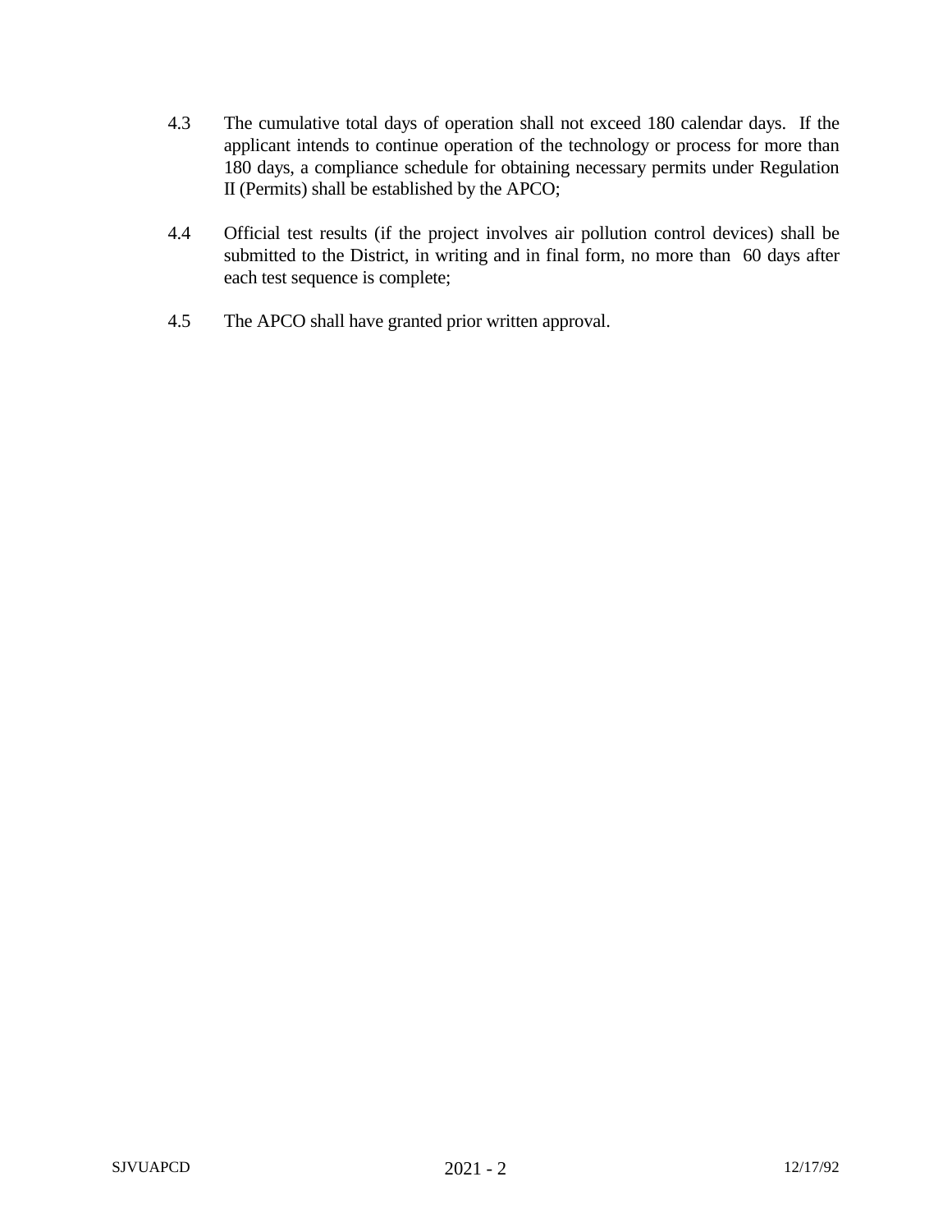4.3 The cumulative total days of operation shall not exceed 180 calendar days. If the applicant intends to continue operation of the technology or process for more than 180 days, a compliance schedule for obtaining necessary permits under Regulation II (Permits) shall be established by the APCO;

4.4 Official test results (if the project involves air pollution control devices) shall be submitted to the District, in writing and in final form, no more than 60 days after each test sequence is complete;

4.5 The APCO shall have granted prior written approval.